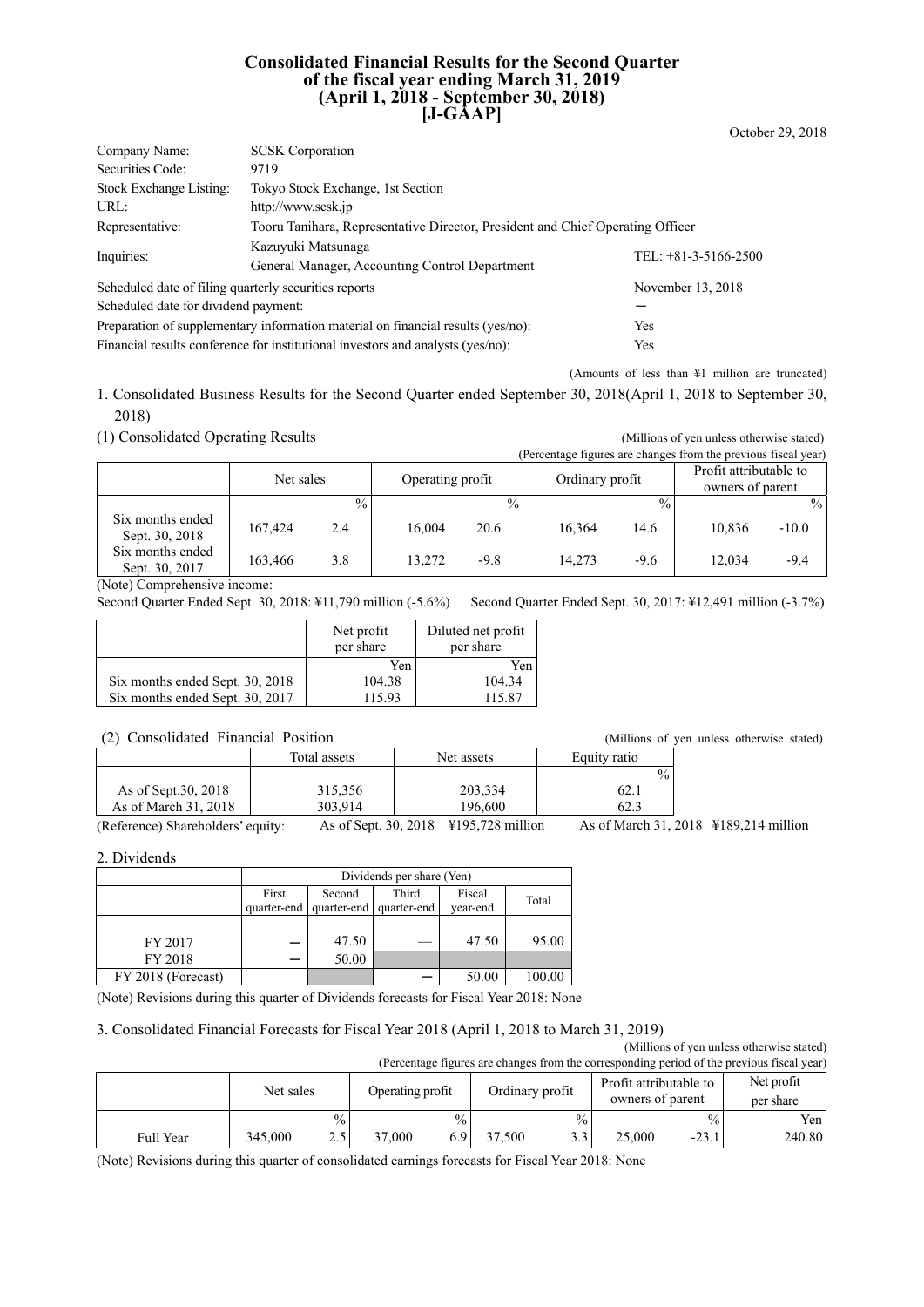# Consolidated Financial Results for the Second Quarter of the fiscal year ending March 31, 2019 (April 1, 2018 - September 30, 2018) [J-GAAP]

October 29, 2018

| | | |
|---|---|---|
| Company Name: | SCSK Corporation | |
| Securities Code: | 9719 | |
| Stock Exchange Listing: | Tokyo Stock Exchange, 1st Section | |
| URL: | http://www.scsk.jp | |
| Representative: | Tooru Tanihara, Representative Director, President and Chief Operating Officer | |
| Inquiries: | Kazuyuki Matsunaga<br>General Manager, Accounting Control Department | TEL: +81-3-5166-2500 |

| | |
|---|---|
| Scheduled date of filing quarterly securities reports | November 13, 2018 |
| Scheduled date for dividend payment: | ― |
| Preparation of supplementary information material on financial results (yes/no): | Yes |
| Financial results conference for institutional investors and analysts (yes/no): | Yes |

(Amounts of less than ¥1 million are truncated)

## 1. Consolidated Business Results for the Second Quarter ended September 30, 2018(April 1, 2018 to September 30, 2018)

### (1) Consolidated Operating Results

(Millions of yen unless otherwise stated)

(Percentage figures are changes from the previous fiscal year)

| | Net sales | | Operating profit | | Ordinary profit | | Profit attributable to owners of parent | |
|---|---|---|---|---|---|---|---|---|
| | | % | | % | | % | | % |
| Six months ended Sept. 30, 2018 | 167,424 | 2.4 | 16,004 | 20.6 | 16,364 | 14.6 | 10,836 | -10.0 |
| Six months ended Sept. 30, 2017 | 163,466 | 3.8 | 13,272 | -9.8 | 14,273 | -9.6 | 12,034 | -9.4 |

(Note) Comprehensive income:

Second Quarter Ended Sept. 30, 2018: ¥11,790 million (-5.6%) Second Quarter Ended Sept. 30, 2017: ¥12,491 million (-3.7%)

| | Net profit per share | Diluted net profit per share |
|---|---|---|
| | Yen | Yen |
| Six months ended Sept. 30, 2018 | 104.38 | 104.34 |
| Six months ended Sept. 30, 2017 | 115.93 | 115.87 |

### (2) Consolidated Financial Position

(Millions of yen unless otherwise stated)

| | Total assets | Net assets | Equity ratio |
|---|---|---|---|
| | | | % |
| As of Sept.30, 2018 | 315,356 | 203,334 | 62.1 |
| As of March 31, 2018 | 303,914 | 196,600 | 62.3 |

(Reference) Shareholders' equity: As of Sept. 30, 2018 ¥195,728 million As of March 31, 2018 ¥189,214 million

## 2. Dividends

| | Dividends per share (Yen) | | | | |
|---|---|---|---|---|---|
| | First quarter-end | Second quarter-end | Third quarter-end | Fiscal year-end | Total |
| FY 2017 | ― | 47.50 | ― | 47.50 | 95.00 |
| FY 2018 | ― | 50.00 | | | |
| FY 2018 (Forecast) | | | ― | 50.00 | 100.00 |

(Note) Revisions during this quarter of Dividends forecasts for Fiscal Year 2018: None

## 3. Consolidated Financial Forecasts for Fiscal Year 2018 (April 1, 2018 to March 31, 2019)

(Millions of yen unless otherwise stated)

(Percentage figures are changes from the corresponding period of the previous fiscal year)

| | Net sales | | Operating profit | | Ordinary profit | | Profit attributable to owners of parent | | Net profit per share |
|---|---|---|---|---|---|---|---|---|---|
| | | % | | % | | % | | % | Yen |
| Full Year | 345,000 | 2.5 | 37,000 | 6.9 | 37,500 | 3.3 | 25,000 | -23.1 | 240.80 |

(Note) Revisions during this quarter of consolidated earnings forecasts for Fiscal Year 2018: None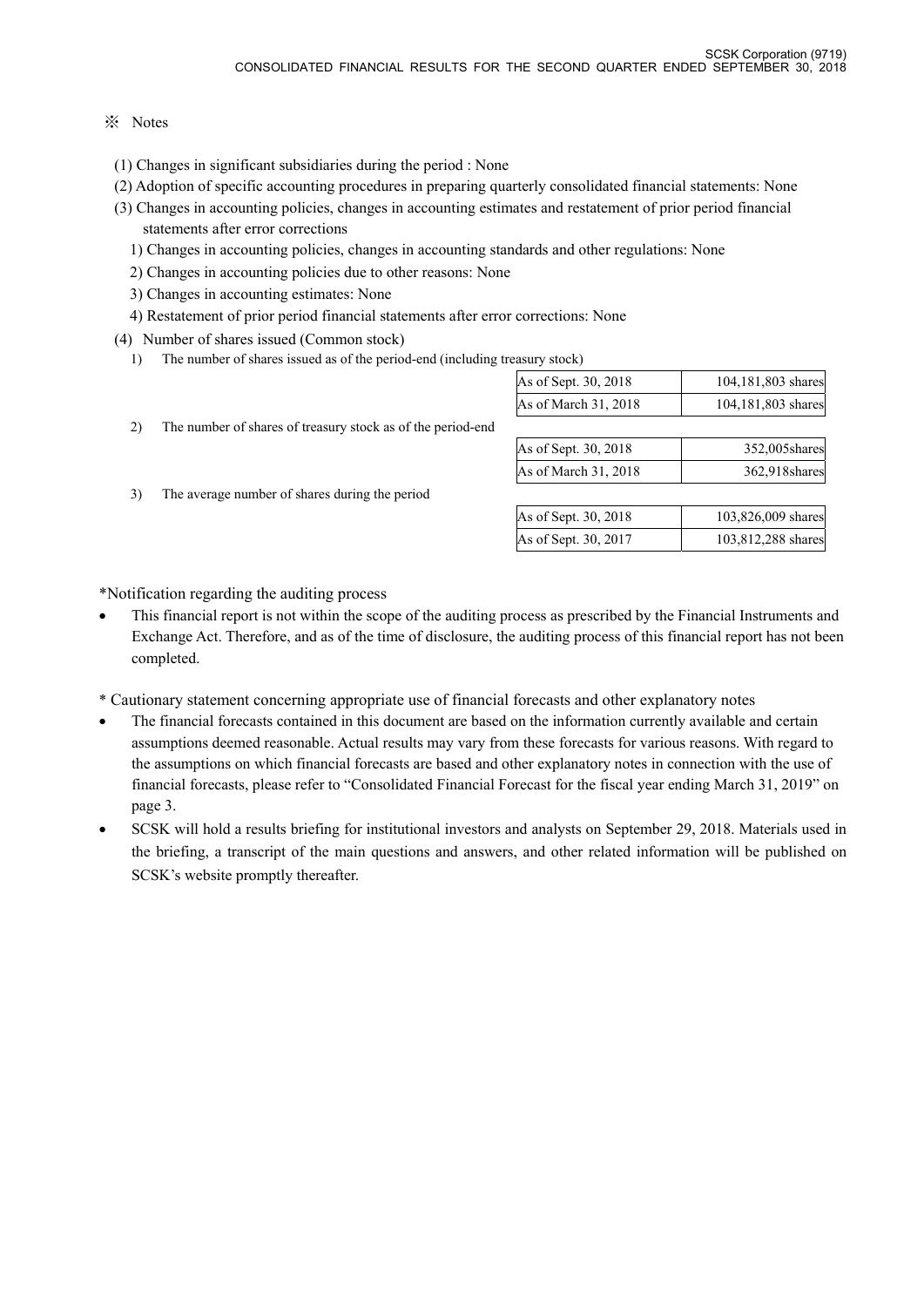※ Notes

(1) Changes in significant subsidiaries during the period : None

(2) Adoption of specific accounting procedures in preparing quarterly consolidated financial statements: None

(3) Changes in accounting policies, changes in accounting estimates and restatement of prior period financial statements after error corrections

1) Changes in accounting policies, changes in accounting standards and other regulations: None

2) Changes in accounting policies due to other reasons: None

3) Changes in accounting estimates: None

4) Restatement of prior period financial statements after error corrections: None

(4) Number of shares issued (Common stock)

1) The number of shares issued as of the period-end (including treasury stock)

| | |
|---|---|
| As of Sept. 30, 2018 | 104,181,803 shares |
| As of March 31, 2018 | 104,181,803 shares |

2) The number of shares of treasury stock as of the period-end

| | |
|---|---|
| As of Sept. 30, 2018 | 352,005shares |
| As of March 31, 2018 | 362,918shares |

3) The average number of shares during the period

| | |
|---|---|
| As of Sept. 30, 2018 | 103,826,009 shares |
| As of Sept. 30, 2017 | 103,812,288 shares |

*Notification regarding the auditing process

- This financial report is not within the scope of the auditing process as prescribed by the Financial Instruments and Exchange Act. Therefore, and as of the time of disclosure, the auditing process of this financial report has not been completed.

* Cautionary statement concerning appropriate use of financial forecasts and other explanatory notes

- The financial forecasts contained in this document are based on the information currently available and certain assumptions deemed reasonable. Actual results may vary from these forecasts for various reasons. With regard to the assumptions on which financial forecasts are based and other explanatory notes in connection with the use of financial forecasts, please refer to "Consolidated Financial Forecast for the fiscal year ending March 31, 2019" on page 3.
- SCSK will hold a results briefing for institutional investors and analysts on September 29, 2018. Materials used in the briefing, a transcript of the main questions and answers, and other related information will be published on SCSK's website promptly thereafter.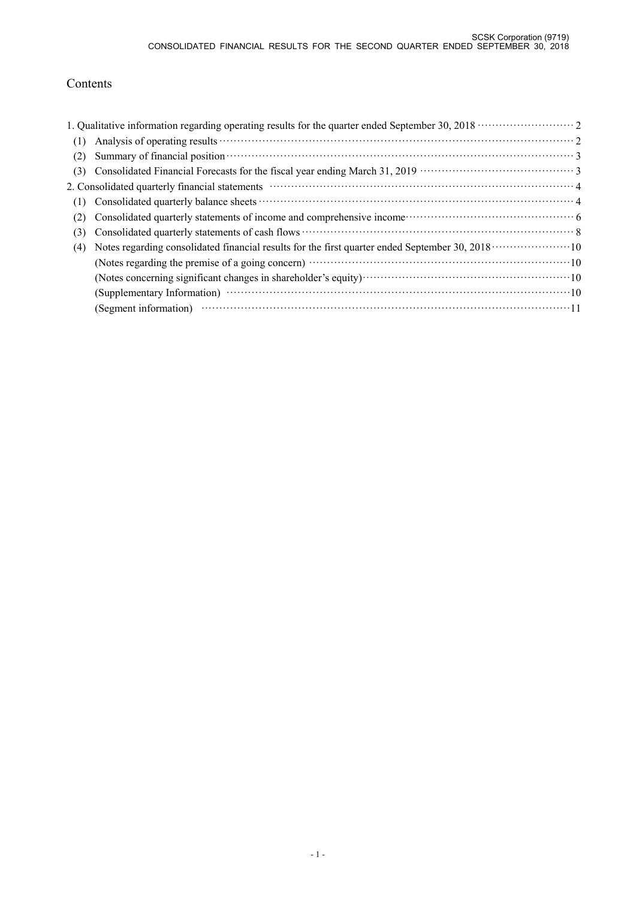# Contents

1. Qualitative information regarding operating results for the quarter ended September 30, 2018 ·························· 2
   - (1) Analysis of operating results ······························································································ 2
   - (2) Summary of financial position ····························································································· 3
   - (3) Consolidated Financial Forecasts for the fiscal year ending March 31, 2019 ········································· 3
2. Consolidated quarterly financial statements ····························································································· 4
   - (1) Consolidated quarterly balance sheets ······················································································ 4
   - (2) Consolidated quarterly statements of income and comprehensive income··············································· 6
   - (3) Consolidated quarterly statements of cash flows ········································································· 8
   - (4) Notes regarding consolidated financial results for the first quarter ended September 30, 2018 ······················10
     - (Notes regarding the premise of a going concern) ·······································································10
     - (Notes concerning significant changes in shareholder's equity)························································10
     - (Supplementary Information) ································································································10
     - (Segment information) ········································································································11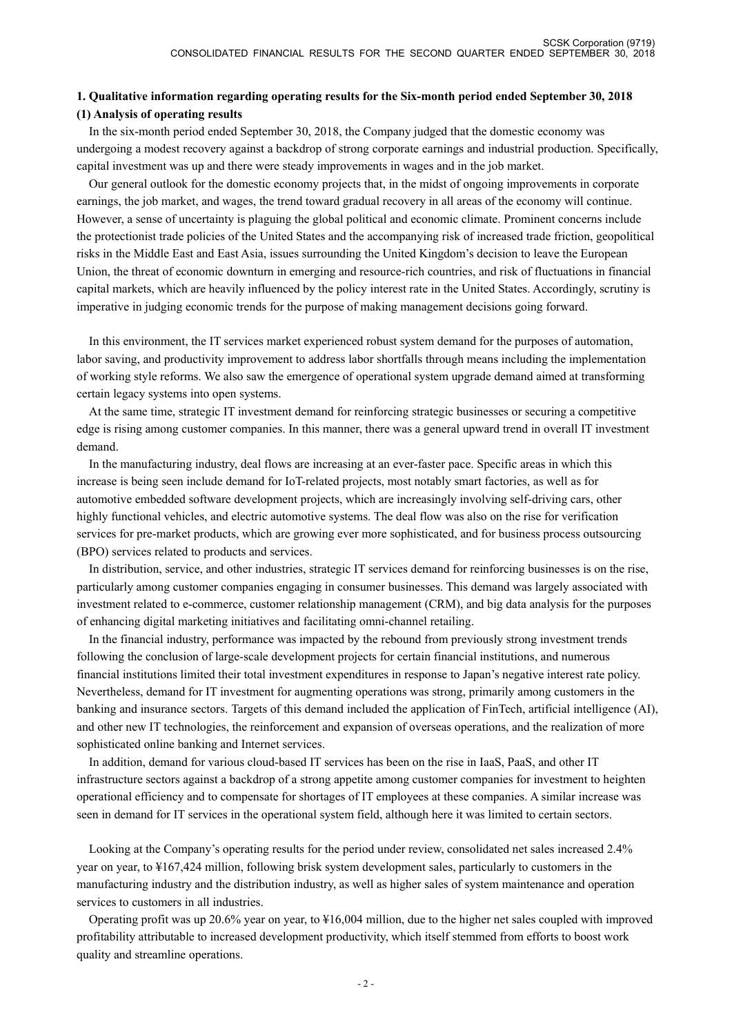## 1. Qualitative information regarding operating results for the Six-month period ended September 30, 2018

### (1) Analysis of operating results

In the six-month period ended September 30, 2018, the Company judged that the domestic economy was undergoing a modest recovery against a backdrop of strong corporate earnings and industrial production. Specifically, capital investment was up and there were steady improvements in wages and in the job market.

Our general outlook for the domestic economy projects that, in the midst of ongoing improvements in corporate earnings, the job market, and wages, the trend toward gradual recovery in all areas of the economy will continue. However, a sense of uncertainty is plaguing the global political and economic climate. Prominent concerns include the protectionist trade policies of the United States and the accompanying risk of increased trade friction, geopolitical risks in the Middle East and East Asia, issues surrounding the United Kingdom's decision to leave the European Union, the threat of economic downturn in emerging and resource-rich countries, and risk of fluctuations in financial capital markets, which are heavily influenced by the policy interest rate in the United States. Accordingly, scrutiny is imperative in judging economic trends for the purpose of making management decisions going forward.

In this environment, the IT services market experienced robust system demand for the purposes of automation, labor saving, and productivity improvement to address labor shortfalls through means including the implementation of working style reforms. We also saw the emergence of operational system upgrade demand aimed at transforming certain legacy systems into open systems.

At the same time, strategic IT investment demand for reinforcing strategic businesses or securing a competitive edge is rising among customer companies. In this manner, there was a general upward trend in overall IT investment demand.

In the manufacturing industry, deal flows are increasing at an ever-faster pace. Specific areas in which this increase is being seen include demand for IoT-related projects, most notably smart factories, as well as for automotive embedded software development projects, which are increasingly involving self-driving cars, other highly functional vehicles, and electric automotive systems. The deal flow was also on the rise for verification services for pre-market products, which are growing ever more sophisticated, and for business process outsourcing (BPO) services related to products and services.

In distribution, service, and other industries, strategic IT services demand for reinforcing businesses is on the rise, particularly among customer companies engaging in consumer businesses. This demand was largely associated with investment related to e-commerce, customer relationship management (CRM), and big data analysis for the purposes of enhancing digital marketing initiatives and facilitating omni-channel retailing.

In the financial industry, performance was impacted by the rebound from previously strong investment trends following the conclusion of large-scale development projects for certain financial institutions, and numerous financial institutions limited their total investment expenditures in response to Japan's negative interest rate policy. Nevertheless, demand for IT investment for augmenting operations was strong, primarily among customers in the banking and insurance sectors. Targets of this demand included the application of FinTech, artificial intelligence (AI), and other new IT technologies, the reinforcement and expansion of overseas operations, and the realization of more sophisticated online banking and Internet services.

In addition, demand for various cloud-based IT services has been on the rise in IaaS, PaaS, and other IT infrastructure sectors against a backdrop of a strong appetite among customer companies for investment to heighten operational efficiency and to compensate for shortages of IT employees at these companies. A similar increase was seen in demand for IT services in the operational system field, although here it was limited to certain sectors.

Looking at the Company's operating results for the period under review, consolidated net sales increased 2.4% year on year, to ¥167,424 million, following brisk system development sales, particularly to customers in the manufacturing industry and the distribution industry, as well as higher sales of system maintenance and operation services to customers in all industries.

Operating profit was up 20.6% year on year, to ¥16,004 million, due to the higher net sales coupled with improved profitability attributable to increased development productivity, which itself stemmed from efforts to boost work quality and streamline operations.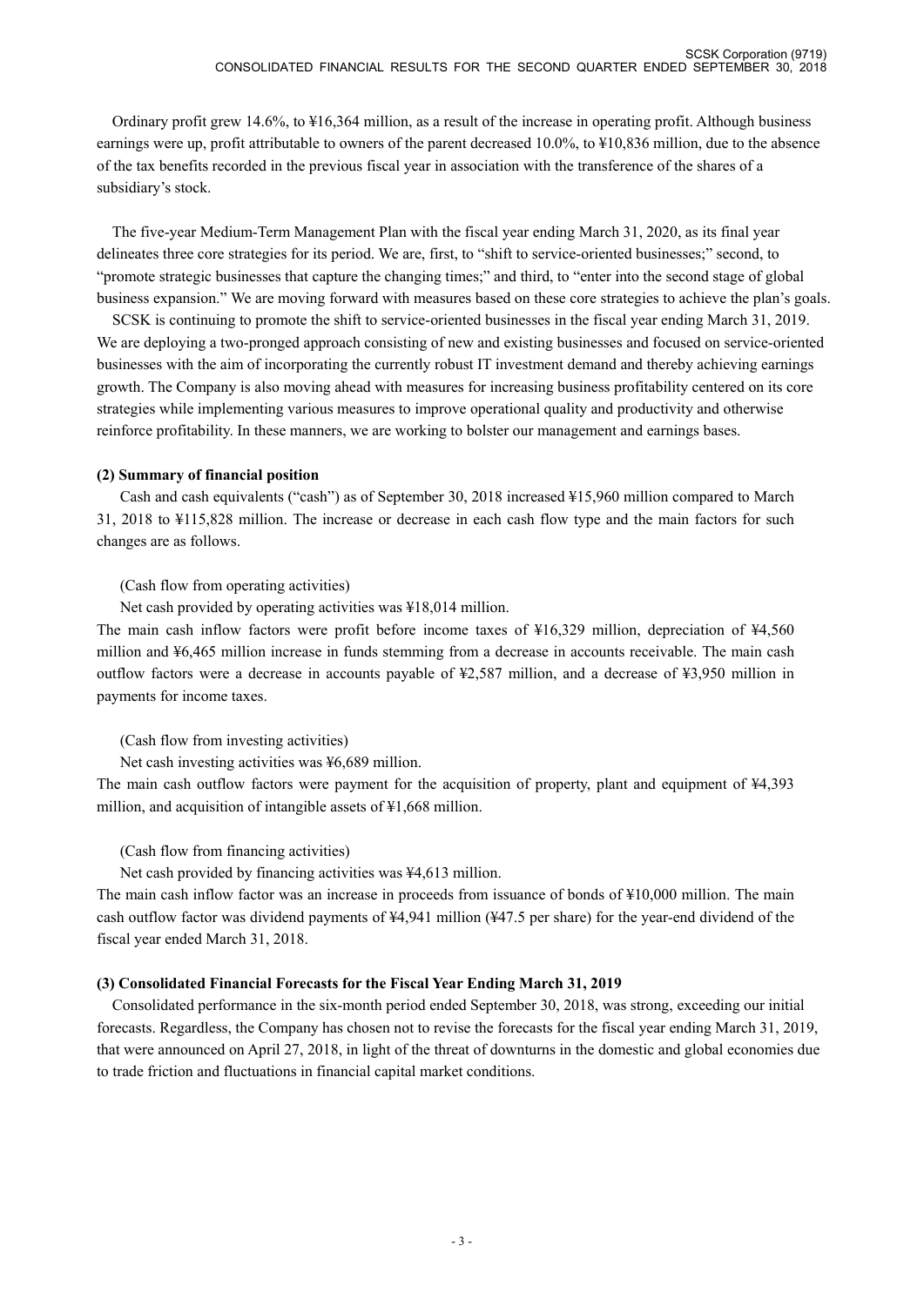Ordinary profit grew 14.6%, to ¥16,364 million, as a result of the increase in operating profit. Although business earnings were up, profit attributable to owners of the parent decreased 10.0%, to ¥10,836 million, due to the absence of the tax benefits recorded in the previous fiscal year in association with the transference of the shares of a subsidiary's stock.

The five-year Medium-Term Management Plan with the fiscal year ending March 31, 2020, as its final year delineates three core strategies for its period. We are, first, to "shift to service-oriented businesses;" second, to "promote strategic businesses that capture the changing times;" and third, to "enter into the second stage of global business expansion." We are moving forward with measures based on these core strategies to achieve the plan's goals.

SCSK is continuing to promote the shift to service-oriented businesses in the fiscal year ending March 31, 2019. We are deploying a two-pronged approach consisting of new and existing businesses and focused on service-oriented businesses with the aim of incorporating the currently robust IT investment demand and thereby achieving earnings growth. The Company is also moving ahead with measures for increasing business profitability centered on its core strategies while implementing various measures to improve operational quality and productivity and otherwise reinforce profitability. In these manners, we are working to bolster our management and earnings bases.

### (2) Summary of financial position

Cash and cash equivalents ("cash") as of September 30, 2018 increased ¥15,960 million compared to March 31, 2018 to ¥115,828 million. The increase or decrease in each cash flow type and the main factors for such changes are as follows.

(Cash flow from operating activities)

Net cash provided by operating activities was ¥18,014 million.

The main cash inflow factors were profit before income taxes of ¥16,329 million, depreciation of ¥4,560 million and ¥6,465 million increase in funds stemming from a decrease in accounts receivable. The main cash outflow factors were a decrease in accounts payable of ¥2,587 million, and a decrease of ¥3,950 million in payments for income taxes.

(Cash flow from investing activities)

Net cash investing activities was ¥6,689 million.

The main cash outflow factors were payment for the acquisition of property, plant and equipment of ¥4,393 million, and acquisition of intangible assets of ¥1,668 million.

(Cash flow from financing activities)

Net cash provided by financing activities was ¥4,613 million.

The main cash inflow factor was an increase in proceeds from issuance of bonds of ¥10,000 million. The main cash outflow factor was dividend payments of ¥4,941 million (¥47.5 per share) for the year-end dividend of the fiscal year ended March 31, 2018.

### (3) Consolidated Financial Forecasts for the Fiscal Year Ending March 31, 2019

Consolidated performance in the six-month period ended September 30, 2018, was strong, exceeding our initial forecasts. Regardless, the Company has chosen not to revise the forecasts for the fiscal year ending March 31, 2019, that were announced on April 27, 2018, in light of the threat of downturns in the domestic and global economies due to trade friction and fluctuations in financial capital market conditions.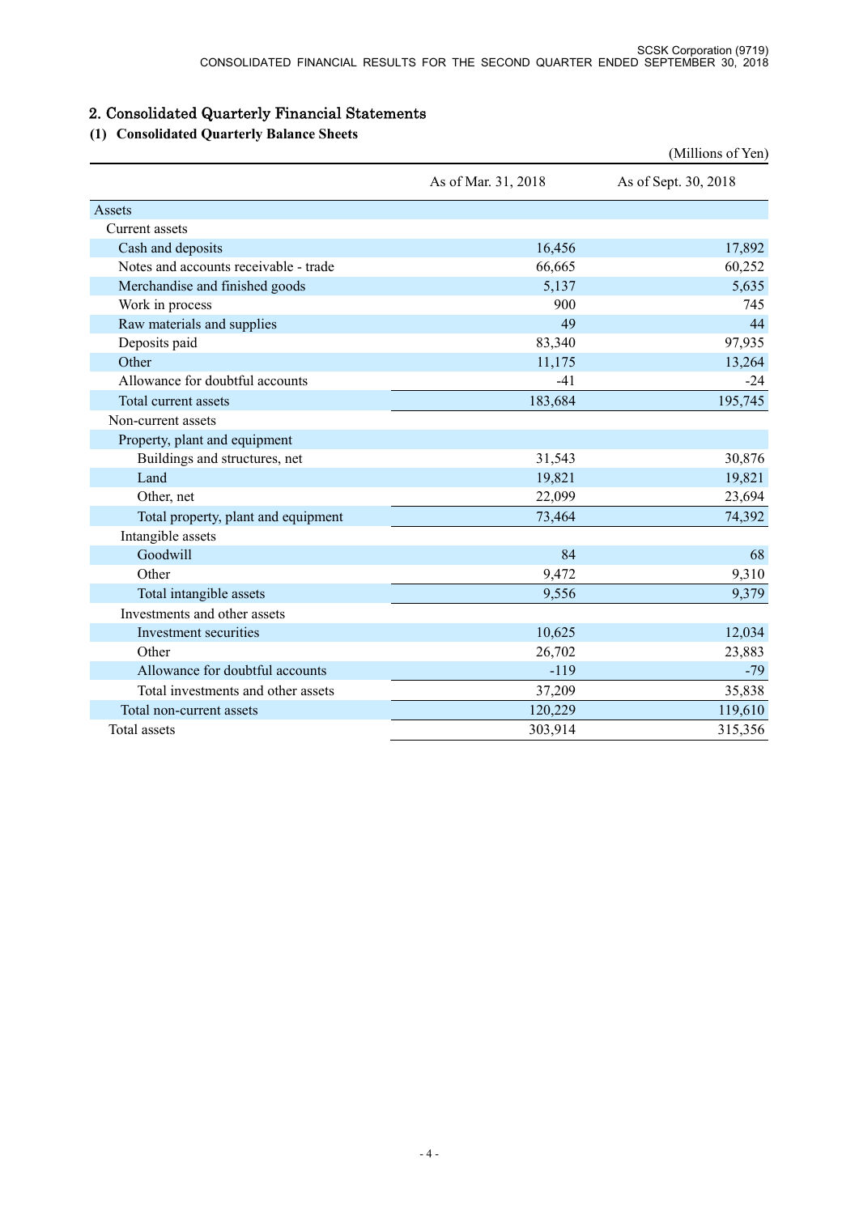## 2. Consolidated Quarterly Financial Statements

### (1) Consolidated Quarterly Balance Sheets

(Millions of Yen)

| | As of Mar. 31, 2018 | As of Sept. 30, 2018 |
|---|---|---|
| Assets | | |
| Current assets | | |
| Cash and deposits | 16,456 | 17,892 |
| Notes and accounts receivable - trade | 66,665 | 60,252 |
| Merchandise and finished goods | 5,137 | 5,635 |
| Work in process | 900 | 745 |
| Raw materials and supplies | 49 | 44 |
| Deposits paid | 83,340 | 97,935 |
| Other | 11,175 | 13,264 |
| Allowance for doubtful accounts | -41 | -24 |
| Total current assets | 183,684 | 195,745 |
| Non-current assets | | |
| Property, plant and equipment | | |
| Buildings and structures, net | 31,543 | 30,876 |
| Land | 19,821 | 19,821 |
| Other, net | 22,099 | 23,694 |
| Total property, plant and equipment | 73,464 | 74,392 |
| Intangible assets | | |
| Goodwill | 84 | 68 |
| Other | 9,472 | 9,310 |
| Total intangible assets | 9,556 | 9,379 |
| Investments and other assets | | |
| Investment securities | 10,625 | 12,034 |
| Other | 26,702 | 23,883 |
| Allowance for doubtful accounts | -119 | -79 |
| Total investments and other assets | 37,209 | 35,838 |
| Total non-current assets | 120,229 | 119,610 |
| Total assets | 303,914 | 315,356 |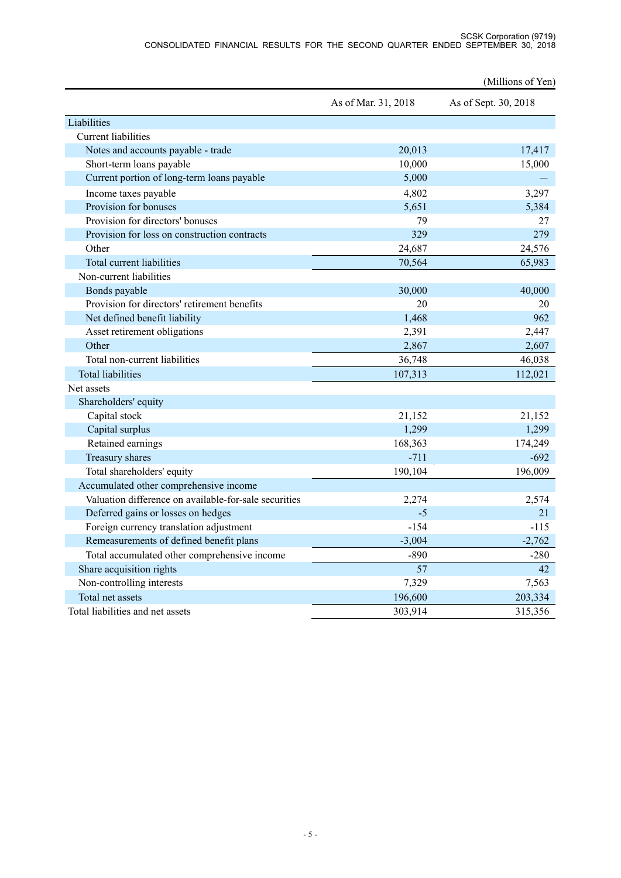(Millions of Yen)

| | As of Mar. 31, 2018 | As of Sept. 30, 2018 |
|---|---|---|
| Liabilities | | |
| Current liabilities | | |
| Notes and accounts payable - trade | 20,013 | 17,417 |
| Short-term loans payable | 10,000 | 15,000 |
| Current portion of long-term loans payable | 5,000 | — |
| Income taxes payable | 4,802 | 3,297 |
| Provision for bonuses | 5,651 | 5,384 |
| Provision for directors' bonuses | 79 | 27 |
| Provision for loss on construction contracts | 329 | 279 |
| Other | 24,687 | 24,576 |
| Total current liabilities | 70,564 | 65,983 |
| Non-current liabilities | | |
| Bonds payable | 30,000 | 40,000 |
| Provision for directors' retirement benefits | 20 | 20 |
| Net defined benefit liability | 1,468 | 962 |
| Asset retirement obligations | 2,391 | 2,447 |
| Other | 2,867 | 2,607 |
| Total non-current liabilities | 36,748 | 46,038 |
| Total liabilities | 107,313 | 112,021 |
| Net assets | | |
| Shareholders' equity | | |
| Capital stock | 21,152 | 21,152 |
| Capital surplus | 1,299 | 1,299 |
| Retained earnings | 168,363 | 174,249 |
| Treasury shares | -711 | -692 |
| Total shareholders' equity | 190,104 | 196,009 |
| Accumulated other comprehensive income | | |
| Valuation difference on available-for-sale securities | 2,274 | 2,574 |
| Deferred gains or losses on hedges | -5 | 21 |
| Foreign currency translation adjustment | -154 | -115 |
| Remeasurements of defined benefit plans | -3,004 | -2,762 |
| Total accumulated other comprehensive income | -890 | -280 |
| Share acquisition rights | 57 | 42 |
| Non-controlling interests | 7,329 | 7,563 |
| Total net assets | 196,600 | 203,334 |
| Total liabilities and net assets | 303,914 | 315,356 |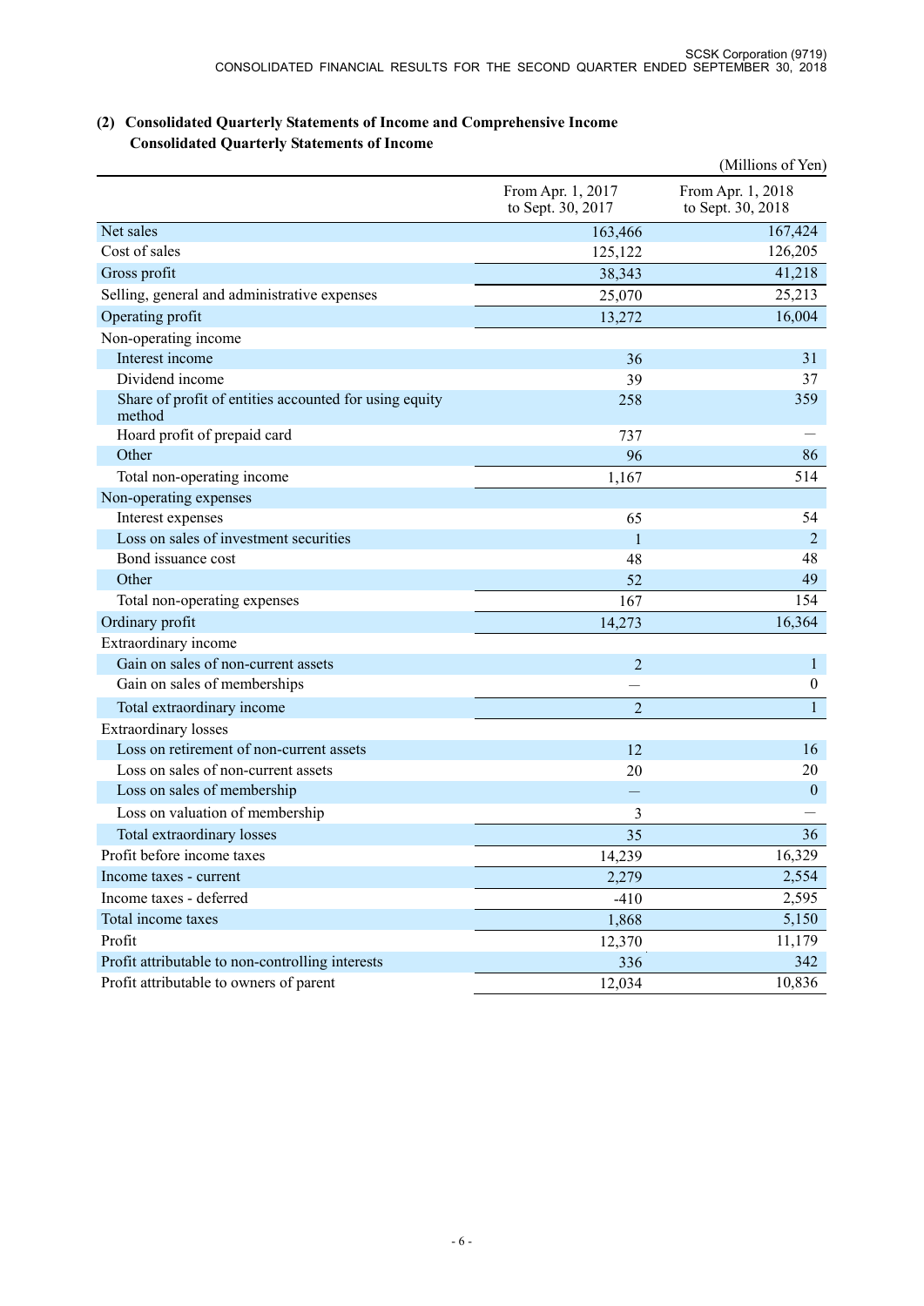## (2) Consolidated Quarterly Statements of Income and Comprehensive Income

### Consolidated Quarterly Statements of Income

(Millions of Yen)

| | From Apr. 1, 2017 to Sept. 30, 2017 | From Apr. 1, 2018 to Sept. 30, 2018 |
|---|---|---|
| Net sales | 163,466 | 167,424 |
| Cost of sales | 125,122 | 126,205 |
| Gross profit | 38,343 | 41,218 |
| Selling, general and administrative expenses | 25,070 | 25,213 |
| Operating profit | 13,272 | 16,004 |
| Non-operating income | | |
| Interest income | 36 | 31 |
| Dividend income | 39 | 37 |
| Share of profit of entities accounted for using equity method | 258 | 359 |
| Hoard profit of prepaid card | 737 | — |
| Other | 96 | 86 |
| Total non-operating income | 1,167 | 514 |
| Non-operating expenses | | |
| Interest expenses | 65 | 54 |
| Loss on sales of investment securities | 1 | 2 |
| Bond issuance cost | 48 | 48 |
| Other | 52 | 49 |
| Total non-operating expenses | 167 | 154 |
| Ordinary profit | 14,273 | 16,364 |
| Extraordinary income | | |
| Gain on sales of non-current assets | 2 | 1 |
| Gain on sales of memberships | — | 0 |
| Total extraordinary income | 2 | 1 |
| Extraordinary losses | | |
| Loss on retirement of non-current assets | 12 | 16 |
| Loss on sales of non-current assets | 20 | 20 |
| Loss on sales of membership | — | 0 |
| Loss on valuation of membership | 3 | — |
| Total extraordinary losses | 35 | 36 |
| Profit before income taxes | 14,239 | 16,329 |
| Income taxes - current | 2,279 | 2,554 |
| Income taxes - deferred | -410 | 2,595 |
| Total income taxes | 1,868 | 5,150 |
| Profit | 12,370 | 11,179 |
| Profit attributable to non-controlling interests | 336 | 342 |
| Profit attributable to owners of parent | 12,034 | 10,836 |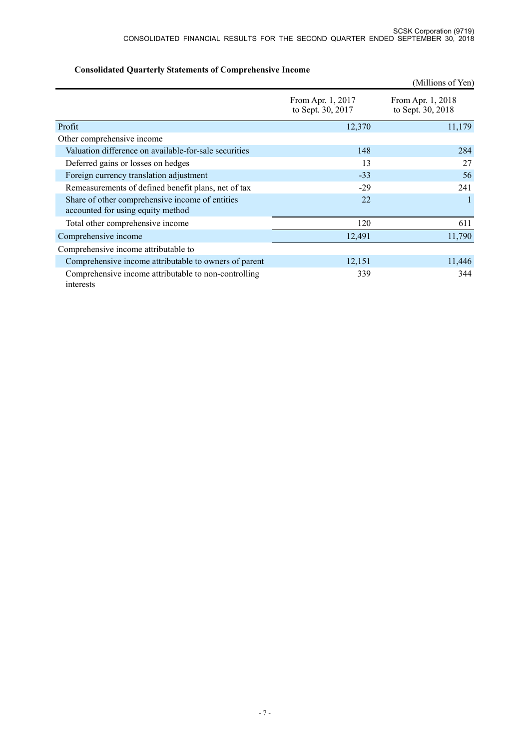**Consolidated Quarterly Statements of Comprehensive Income**

(Millions of Yen)

| | From Apr. 1, 2017 to Sept. 30, 2017 | From Apr. 1, 2018 to Sept. 30, 2018 |
|---|---|---|
| Profit | 12,370 | 11,179 |
| Other comprehensive income | | |
| Valuation difference on available-for-sale securities | 148 | 284 |
| Deferred gains or losses on hedges | 13 | 27 |
| Foreign currency translation adjustment | -33 | 56 |
| Remeasurements of defined benefit plans, net of tax | -29 | 241 |
| Share of other comprehensive income of entities accounted for using equity method | 22 | 1 |
| Total other comprehensive income | 120 | 611 |
| Comprehensive income | 12,491 | 11,790 |
| Comprehensive income attributable to | | |
| Comprehensive income attributable to owners of parent | 12,151 | 11,446 |
| Comprehensive income attributable to non-controlling interests | 339 | 344 |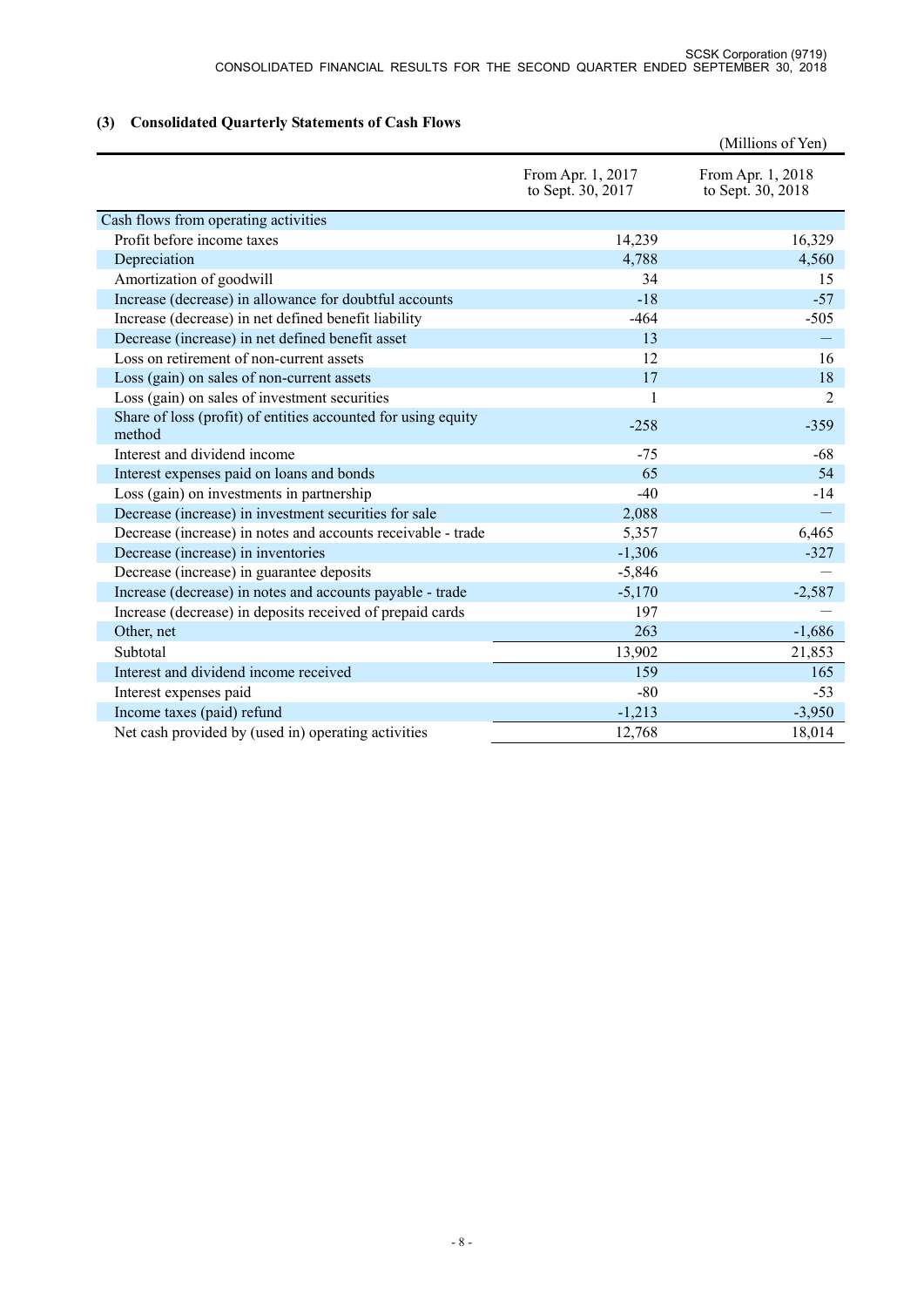### (3) Consolidated Quarterly Statements of Cash Flows

(Millions of Yen)

| | From Apr. 1, 2017 to Sept. 30, 2017 | From Apr. 1, 2018 to Sept. 30, 2018 |
|---|---|---|
| Cash flows from operating activities | | |
| Profit before income taxes | 14,239 | 16,329 |
| Depreciation | 4,788 | 4,560 |
| Amortization of goodwill | 34 | 15 |
| Increase (decrease) in allowance for doubtful accounts | -18 | -57 |
| Increase (decrease) in net defined benefit liability | -464 | -505 |
| Decrease (increase) in net defined benefit asset | 13 | — |
| Loss on retirement of non-current assets | 12 | 16 |
| Loss (gain) on sales of non-current assets | 17 | 18 |
| Loss (gain) on sales of investment securities | 1 | 2 |
| Share of loss (profit) of entities accounted for using equity method | -258 | -359 |
| Interest and dividend income | -75 | -68 |
| Interest expenses paid on loans and bonds | 65 | 54 |
| Loss (gain) on investments in partnership | -40 | -14 |
| Decrease (increase) in investment securities for sale | 2,088 | — |
| Decrease (increase) in notes and accounts receivable - trade | 5,357 | 6,465 |
| Decrease (increase) in inventories | -1,306 | -327 |
| Decrease (increase) in guarantee deposits | -5,846 | — |
| Increase (decrease) in notes and accounts payable - trade | -5,170 | -2,587 |
| Increase (decrease) in deposits received of prepaid cards | 197 | — |
| Other, net | 263 | -1,686 |
| Subtotal | 13,902 | 21,853 |
| Interest and dividend income received | 159 | 165 |
| Interest expenses paid | -80 | -53 |
| Income taxes (paid) refund | -1,213 | -3,950 |
| Net cash provided by (used in) operating activities | 12,768 | 18,014 |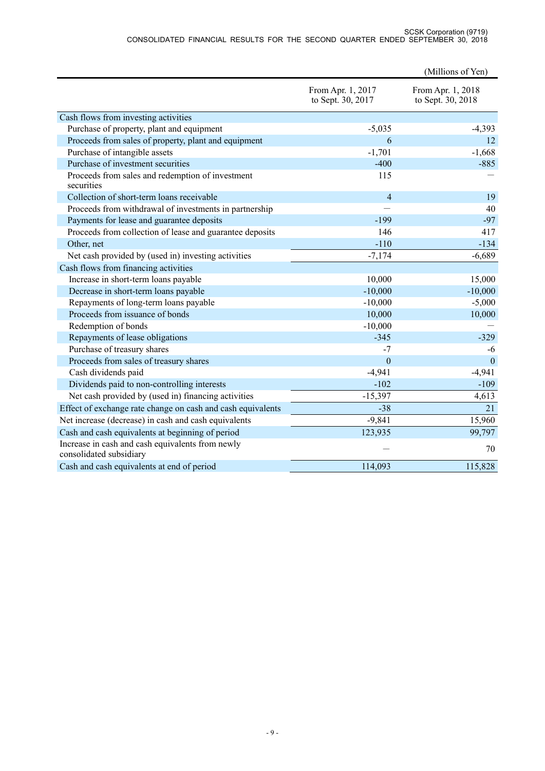(Millions of Yen)

| | From Apr. 1, 2017 to Sept. 30, 2017 | From Apr. 1, 2018 to Sept. 30, 2018 |
|---|---|---|
| Cash flows from investing activities | | |
| Purchase of property, plant and equipment | -5,035 | -4,393 |
| Proceeds from sales of property, plant and equipment | 6 | 12 |
| Purchase of intangible assets | -1,701 | -1,668 |
| Purchase of investment securities | -400 | -885 |
| Proceeds from sales and redemption of investment securities | 115 | — |
| Collection of short-term loans receivable | 4 | 19 |
| Proceeds from withdrawal of investments in partnership | — | 40 |
| Payments for lease and guarantee deposits | -199 | -97 |
| Proceeds from collection of lease and guarantee deposits | 146 | 417 |
| Other, net | -110 | -134 |
| Net cash provided by (used in) investing activities | -7,174 | -6,689 |
| Cash flows from financing activities | | |
| Increase in short-term loans payable | 10,000 | 15,000 |
| Decrease in short-term loans payable | -10,000 | -10,000 |
| Repayments of long-term loans payable | -10,000 | -5,000 |
| Proceeds from issuance of bonds | 10,000 | 10,000 |
| Redemption of bonds | -10,000 | — |
| Repayments of lease obligations | -345 | -329 |
| Purchase of treasury shares | -7 | -6 |
| Proceeds from sales of treasury shares | 0 | 0 |
| Cash dividends paid | -4,941 | -4,941 |
| Dividends paid to non-controlling interests | -102 | -109 |
| Net cash provided by (used in) financing activities | -15,397 | 4,613 |
| Effect of exchange rate change on cash and cash equivalents | -38 | 21 |
| Net increase (decrease) in cash and cash equivalents | -9,841 | 15,960 |
| Cash and cash equivalents at beginning of period | 123,935 | 99,797 |
| Increase in cash and cash equivalents from newly consolidated subsidiary | — | 70 |
| Cash and cash equivalents at end of period | 114,093 | 115,828 |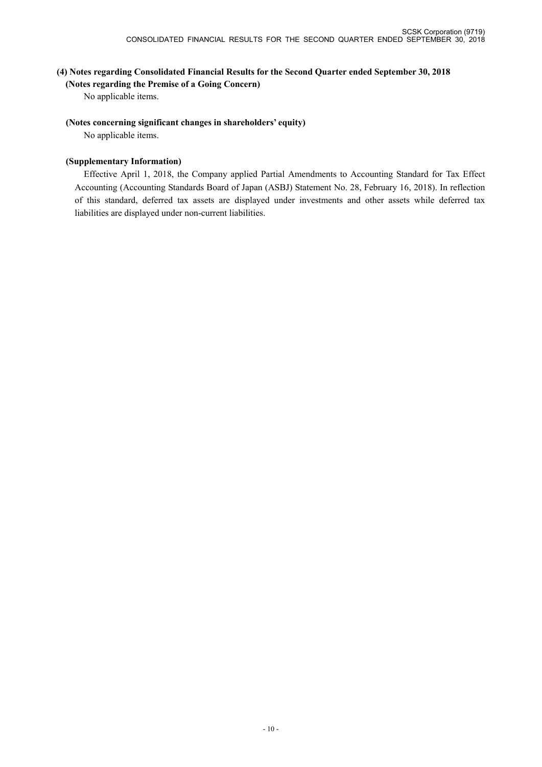### (4) Notes regarding Consolidated Financial Results for the Second Quarter ended September 30, 2018

**(Notes regarding the Premise of a Going Concern)**

No applicable items.

**(Notes concerning significant changes in shareholders' equity)**

No applicable items.

**(Supplementary Information)**

Effective April 1, 2018, the Company applied Partial Amendments to Accounting Standard for Tax Effect Accounting (Accounting Standards Board of Japan (ASBJ) Statement No. 28, February 16, 2018). In reflection of this standard, deferred tax assets are displayed under investments and other assets while deferred tax liabilities are displayed under non-current liabilities.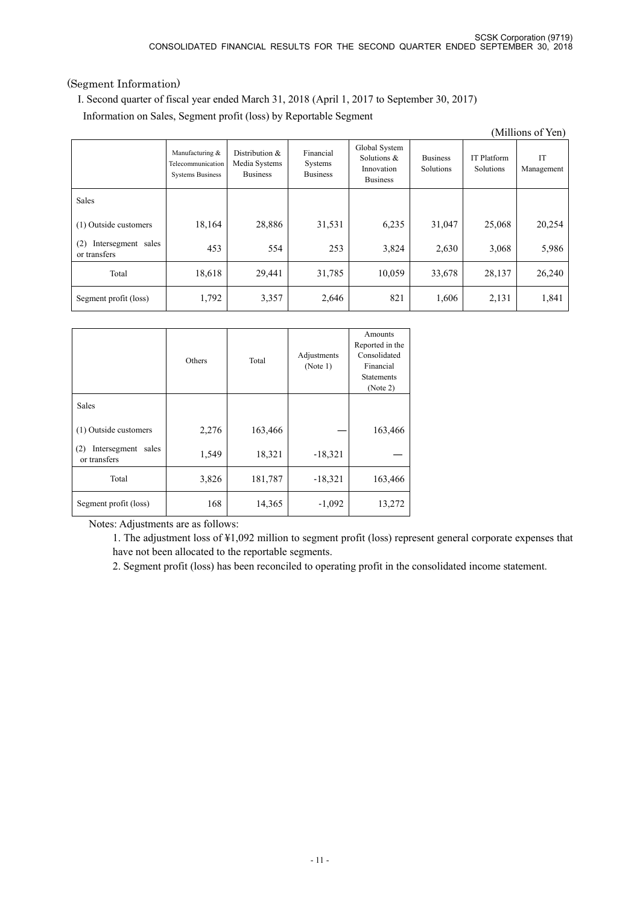(Segment Information)

I. Second quarter of fiscal year ended March 31, 2018 (April 1, 2017 to September 30, 2017)

Information on Sales, Segment profit (loss) by Reportable Segment

(Millions of Yen)

| | Manufacturing & Telecommunication Systems Business | Distribution & Media Systems Business | Financial Systems Business | Global System Solutions & Innovation Business | Business Solutions | IT Platform Solutions | IT Management |
|---|---|---|---|---|---|---|---|
| Sales | | | | | | | |
| (1) Outside customers | 18,164 | 28,886 | 31,531 | 6,235 | 31,047 | 25,068 | 20,254 |
| (2) Intersegment sales or transfers | 453 | 554 | 253 | 3,824 | 2,630 | 3,068 | 5,986 |
| Total | 18,618 | 29,441 | 31,785 | 10,059 | 33,678 | 28,137 | 26,240 |
| Segment profit (loss) | 1,792 | 3,357 | 2,646 | 821 | 1,606 | 2,131 | 1,841 |

| | Others | Total | Adjustments (Note 1) | Amounts Reported in the Consolidated Financial Statements (Note 2) |
|---|---|---|---|---|
| Sales | | | | |
| (1) Outside customers | 2,276 | 163,466 | — | 163,466 |
| (2) Intersegment sales or transfers | 1,549 | 18,321 | -18,321 | — |
| Total | 3,826 | 181,787 | -18,321 | 163,466 |
| Segment profit (loss) | 168 | 14,365 | -1,092 | 13,272 |

Notes: Adjustments are as follows:

1. The adjustment loss of ¥1,092 million to segment profit (loss) represent general corporate expenses that have not been allocated to the reportable segments.
2. Segment profit (loss) has been reconciled to operating profit in the consolidated income statement.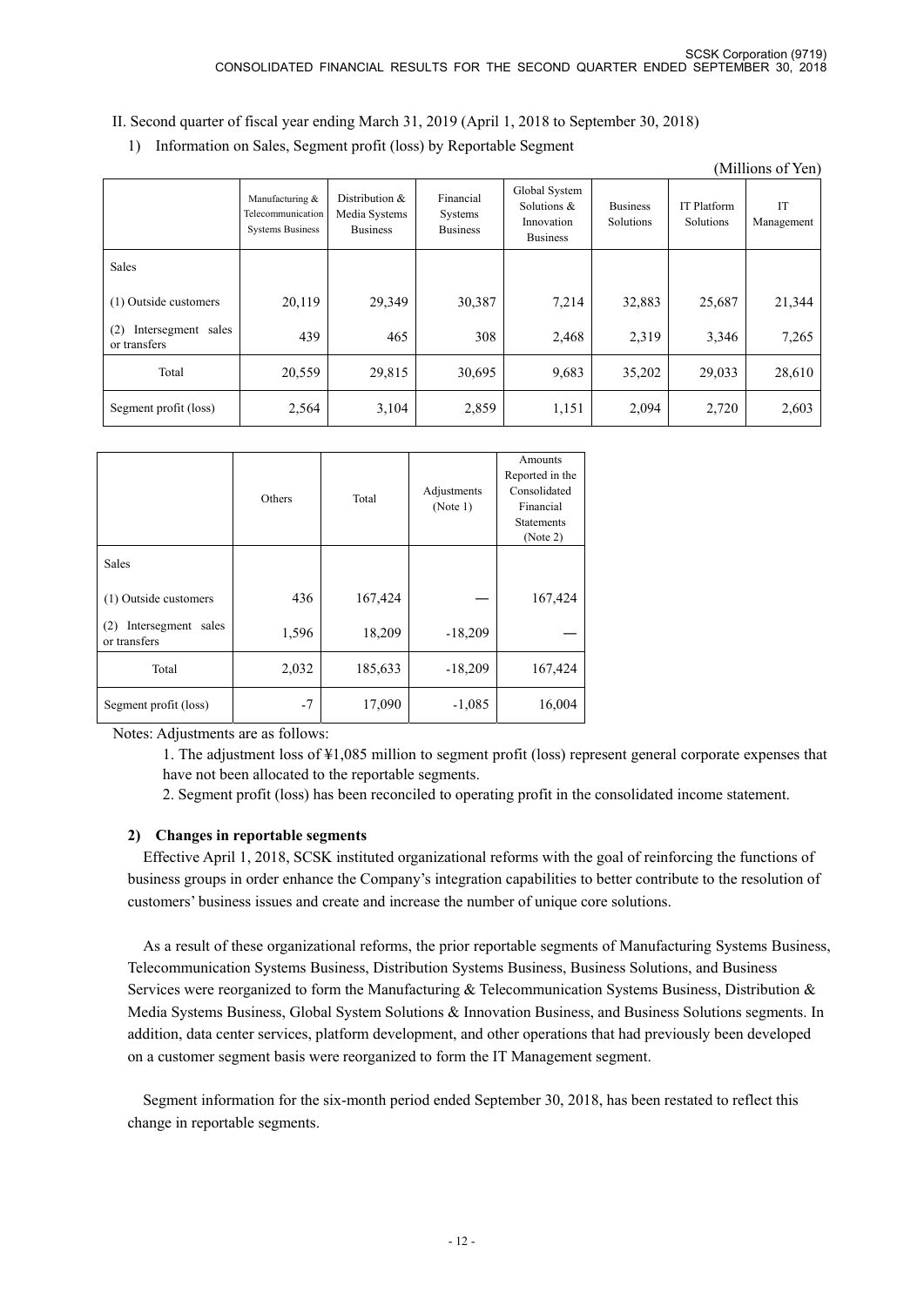II. Second quarter of fiscal year ending March 31, 2019 (April 1, 2018 to September 30, 2018)

1) Information on Sales, Segment profit (loss) by Reportable Segment

(Millions of Yen)

| | Manufacturing & Telecommunication Systems Business | Distribution & Media Systems Business | Financial Systems Business | Global System Solutions & Innovation Business | Business Solutions | IT Platform Solutions | IT Management |
|---|---|---|---|---|---|---|---|
| Sales | | | | | | | |
| (1) Outside customers | 20,119 | 29,349 | 30,387 | 7,214 | 32,883 | 25,687 | 21,344 |
| (2) Intersegment sales or transfers | 439 | 465 | 308 | 2,468 | 2,319 | 3,346 | 7,265 |
| Total | 20,559 | 29,815 | 30,695 | 9,683 | 35,202 | 29,033 | 28,610 |
| Segment profit (loss) | 2,564 | 3,104 | 2,859 | 1,151 | 2,094 | 2,720 | 2,603 |

| | Others | Total | Adjustments (Note 1) | Amounts Reported in the Consolidated Financial Statements (Note 2) |
|---|---|---|---|---|
| Sales | | | | |
| (1) Outside customers | 436 | 167,424 | — | 167,424 |
| (2) Intersegment sales or transfers | 1,596 | 18,209 | -18,209 | — |
| Total | 2,032 | 185,633 | -18,209 | 167,424 |
| Segment profit (loss) | -7 | 17,090 | -1,085 | 16,004 |

Notes: Adjustments are as follows:

1. The adjustment loss of ¥1,085 million to segment profit (loss) represent general corporate expenses that have not been allocated to the reportable segments.
2. Segment profit (loss) has been reconciled to operating profit in the consolidated income statement.

**2) Changes in reportable segments**

Effective April 1, 2018, SCSK instituted organizational reforms with the goal of reinforcing the functions of business groups in order enhance the Company's integration capabilities to better contribute to the resolution of customers' business issues and create and increase the number of unique core solutions.

As a result of these organizational reforms, the prior reportable segments of Manufacturing Systems Business, Telecommunication Systems Business, Distribution Systems Business, Business Solutions, and Business Services were reorganized to form the Manufacturing & Telecommunication Systems Business, Distribution & Media Systems Business, Global System Solutions & Innovation Business, and Business Solutions segments. In addition, data center services, platform development, and other operations that had previously been developed on a customer segment basis were reorganized to form the IT Management segment.

Segment information for the six-month period ended September 30, 2018, has been restated to reflect this change in reportable segments.